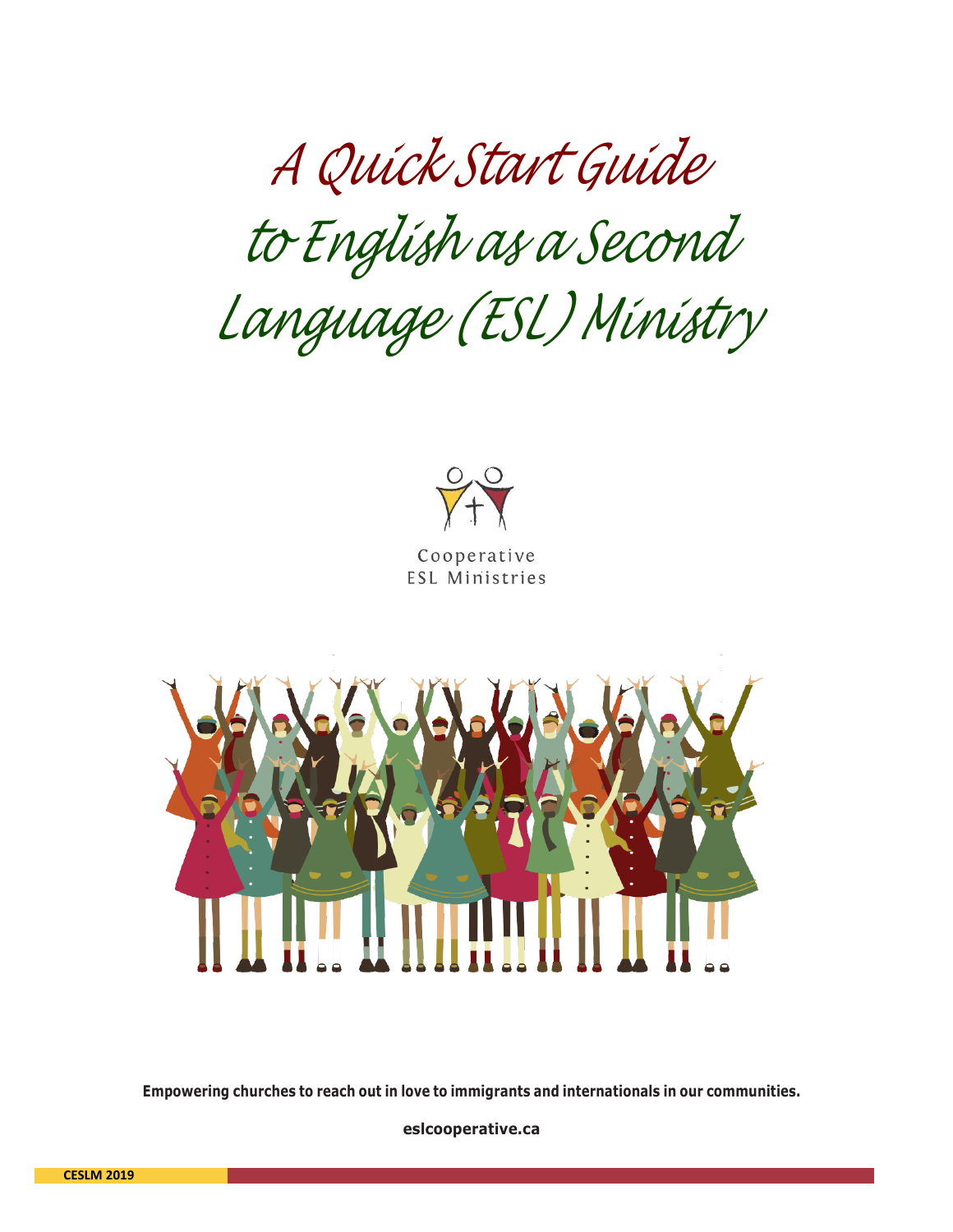# A Quick Start Guide to English as a Second Language (ESL) Ministry

Cooperative ESL Ministries

**Empowering churches to reach out in love to immigrants and internationals in our communities.**

**eslcooperative.ca**

**CESLM 2019**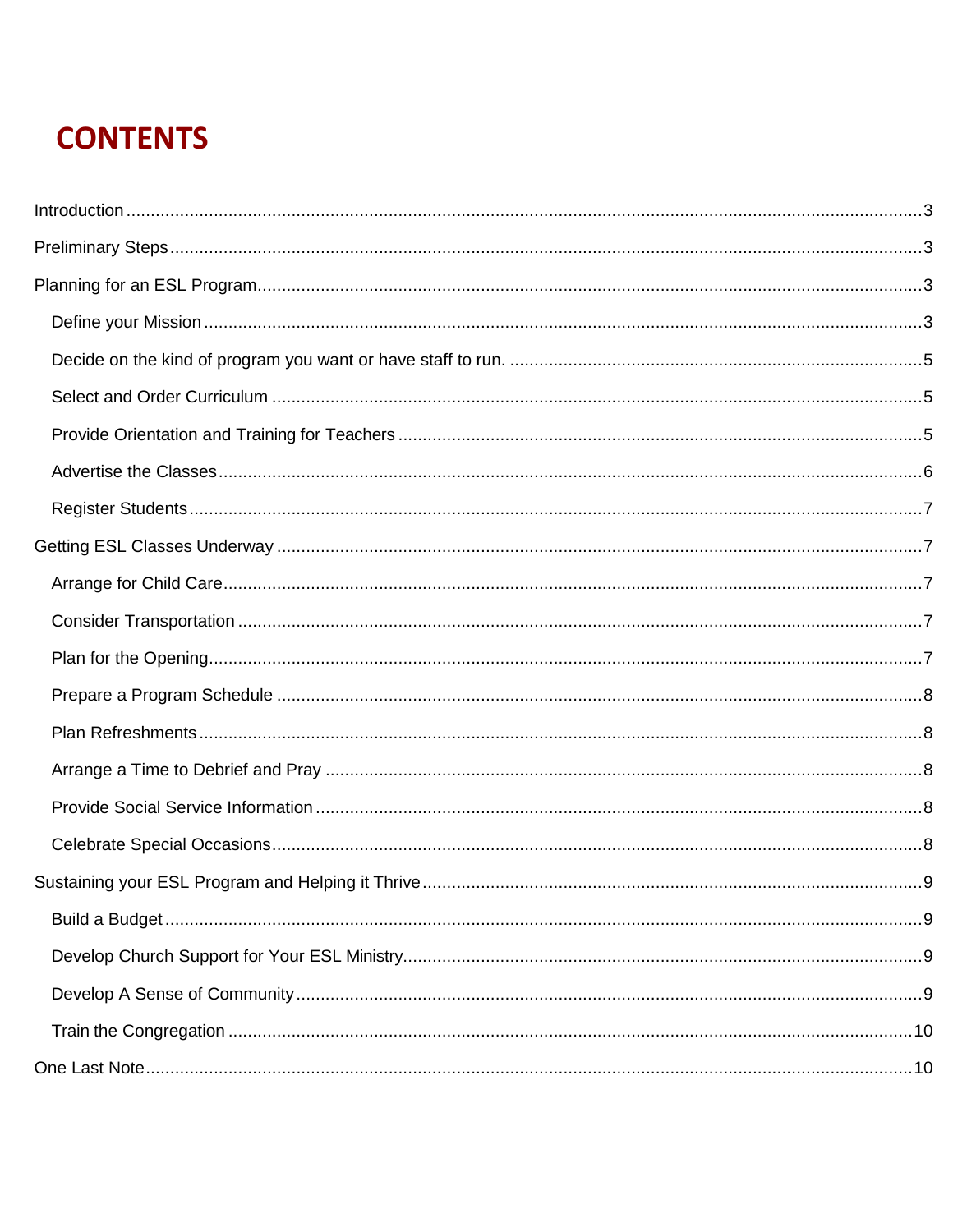# CONTENTS

- Introduction .......... 3
- Preliminary Steps .......... 3
- Planning for an ESL Program .......... 3
  - Define your Mission .......... 3
  - Decide on the kind of program you want or have staff to run. .......... 5
  - Select and Order Curriculum .......... 5
  - Provide Orientation and Training for Teachers .......... 5
  - Advertise the Classes .......... 6
  - Register Students .......... 7
- Getting ESL Classes Underway .......... 7
  - Arrange for Child Care .......... 7
  - Consider Transportation .......... 7
  - Plan for the Opening .......... 7
  - Prepare a Program Schedule .......... 8
  - Plan Refreshments .......... 8
  - Arrange a Time to Debrief and Pray .......... 8
  - Provide Social Service Information .......... 8
  - Celebrate Special Occasions .......... 8
- Sustaining your ESL Program and Helping it Thrive .......... 9
  - Build a Budget .......... 9
  - Develop Church Support for Your ESL Ministry .......... 9
  - Develop A Sense of Community .......... 9
  - Train the Congregation .......... 10
- One Last Note .......... 10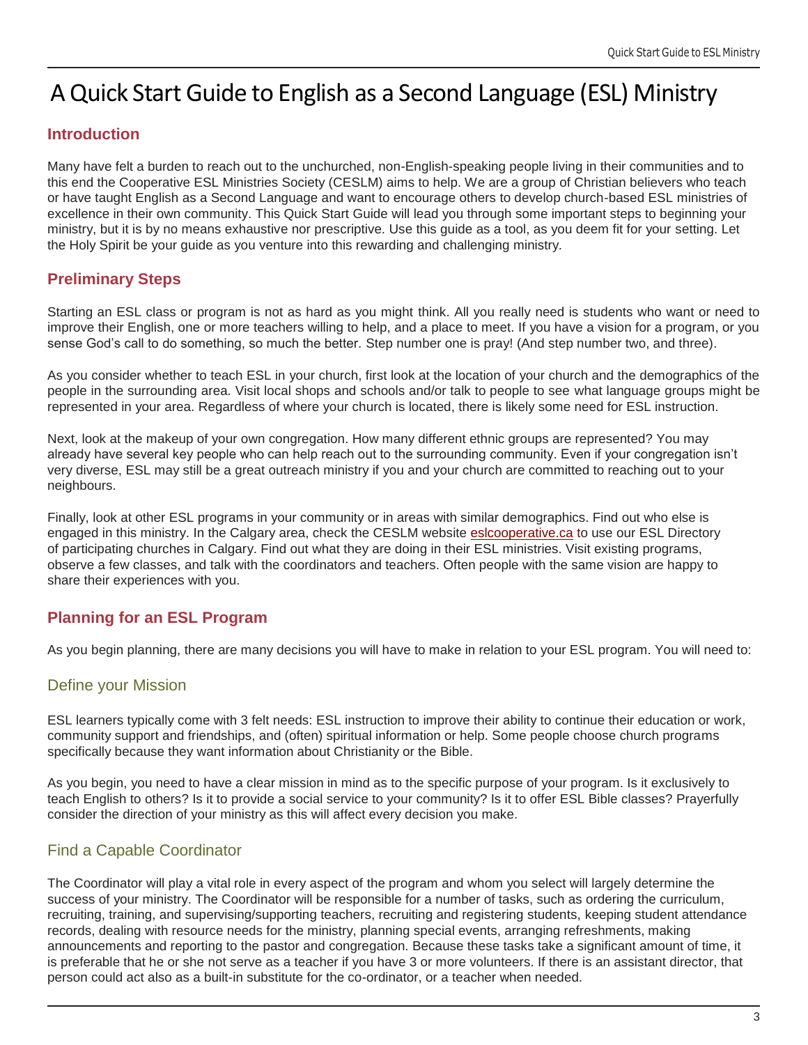# A Quick Start Guide to English as a Second Language (ESL) Ministry

## Introduction

Many have felt a burden to reach out to the unchurched, non-English-speaking people living in their communities and to this end the Cooperative ESL Ministries Society (CESLM) aims to help. We are a group of Christian believers who teach or have taught English as a Second Language and want to encourage others to develop church-based ESL ministries of excellence in their own community. This Quick Start Guide will lead you through some important steps to beginning your ministry, but it is by no means exhaustive nor prescriptive. Use this guide as a tool, as you deem fit for your setting. Let the Holy Spirit be your guide as you venture into this rewarding and challenging ministry.

## Preliminary Steps

Starting an ESL class or program is not as hard as you might think. All you really need is students who want or need to improve their English, one or more teachers willing to help, and a place to meet. If you have a vision for a program, or you sense God's call to do something, so much the better. Step number one is pray! (And step number two, and three).

As you consider whether to teach ESL in your church, first look at the location of your church and the demographics of the people in the surrounding area. Visit local shops and schools and/or talk to people to see what language groups might be represented in your area. Regardless of where your church is located, there is likely some need for ESL instruction.

Next, look at the makeup of your own congregation. How many different ethnic groups are represented? You may already have several key people who can help reach out to the surrounding community. Even if your congregation isn't very diverse, ESL may still be a great outreach ministry if you and your church are committed to reaching out to your neighbours.

Finally, look at other ESL programs in your community or in areas with similar demographics. Find out who else is engaged in this ministry. In the Calgary area, check the CESLM website eslcooperative.ca to use our ESL Directory of participating churches in Calgary. Find out what they are doing in their ESL ministries. Visit existing programs, observe a few classes, and talk with the coordinators and teachers. Often people with the same vision are happy to share their experiences with you.

## Planning for an ESL Program

As you begin planning, there are many decisions you will have to make in relation to your ESL program. You will need to:

### Define your Mission

ESL learners typically come with 3 felt needs: ESL instruction to improve their ability to continue their education or work, community support and friendships, and (often) spiritual information or help. Some people choose church programs specifically because they want information about Christianity or the Bible.

As you begin, you need to have a clear mission in mind as to the specific purpose of your program. Is it exclusively to teach English to others? Is it to provide a social service to your community? Is it to offer ESL Bible classes? Prayerfully consider the direction of your ministry as this will affect every decision you make.

### Find a Capable Coordinator

The Coordinator will play a vital role in every aspect of the program and whom you select will largely determine the success of your ministry. The Coordinator will be responsible for a number of tasks, such as ordering the curriculum, recruiting, training, and supervising/supporting teachers, recruiting and registering students, keeping student attendance records, dealing with resource needs for the ministry, planning special events, arranging refreshments, making announcements and reporting to the pastor and congregation. Because these tasks take a significant amount of time, it is preferable that he or she not serve as a teacher if you have 3 or more volunteers. If there is an assistant director, that person could act also as a built-in substitute for the co-ordinator, or a teacher when needed.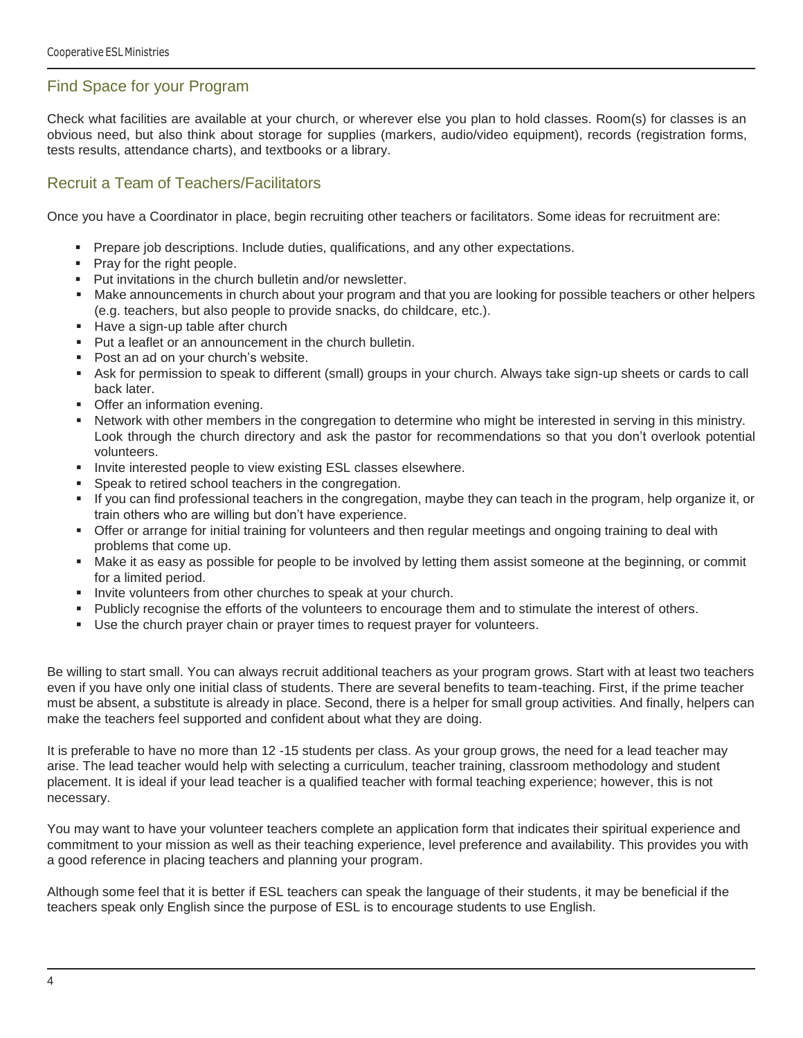## Find Space for your Program

Check what facilities are available at your church, or wherever else you plan to hold classes. Room(s) for classes is an obvious need, but also think about storage for supplies (markers, audio/video equipment), records (registration forms, tests results, attendance charts), and textbooks or a library.

## Recruit a Team of Teachers/Facilitators

Once you have a Coordinator in place, begin recruiting other teachers or facilitators. Some ideas for recruitment are:

- Prepare job descriptions. Include duties, qualifications, and any other expectations.
- Pray for the right people.
- Put invitations in the church bulletin and/or newsletter.
- Make announcements in church about your program and that you are looking for possible teachers or other helpers (e.g. teachers, but also people to provide snacks, do childcare, etc.).
- Have a sign-up table after church
- Put a leaflet or an announcement in the church bulletin.
- Post an ad on your church's website.
- Ask for permission to speak to different (small) groups in your church. Always take sign-up sheets or cards to call back later.
- Offer an information evening.
- Network with other members in the congregation to determine who might be interested in serving in this ministry. Look through the church directory and ask the pastor for recommendations so that you don't overlook potential volunteers.
- Invite interested people to view existing ESL classes elsewhere.
- Speak to retired school teachers in the congregation.
- If you can find professional teachers in the congregation, maybe they can teach in the program, help organize it, or train others who are willing but don't have experience.
- Offer or arrange for initial training for volunteers and then regular meetings and ongoing training to deal with problems that come up.
- Make it as easy as possible for people to be involved by letting them assist someone at the beginning, or commit for a limited period.
- Invite volunteers from other churches to speak at your church.
- Publicly recognise the efforts of the volunteers to encourage them and to stimulate the interest of others.
- Use the church prayer chain or prayer times to request prayer for volunteers.

Be willing to start small. You can always recruit additional teachers as your program grows. Start with at least two teachers even if you have only one initial class of students. There are several benefits to team-teaching. First, if the prime teacher must be absent, a substitute is already in place. Second, there is a helper for small group activities. And finally, helpers can make the teachers feel supported and confident about what they are doing.

It is preferable to have no more than 12 -15 students per class. As your group grows, the need for a lead teacher may arise. The lead teacher would help with selecting a curriculum, teacher training, classroom methodology and student placement. It is ideal if your lead teacher is a qualified teacher with formal teaching experience; however, this is not necessary.

You may want to have your volunteer teachers complete an application form that indicates their spiritual experience and commitment to your mission as well as their teaching experience, level preference and availability. This provides you with a good reference in placing teachers and planning your program.

Although some feel that it is better if ESL teachers can speak the language of their students, it may be beneficial if the teachers speak only English since the purpose of ESL is to encourage students to use English.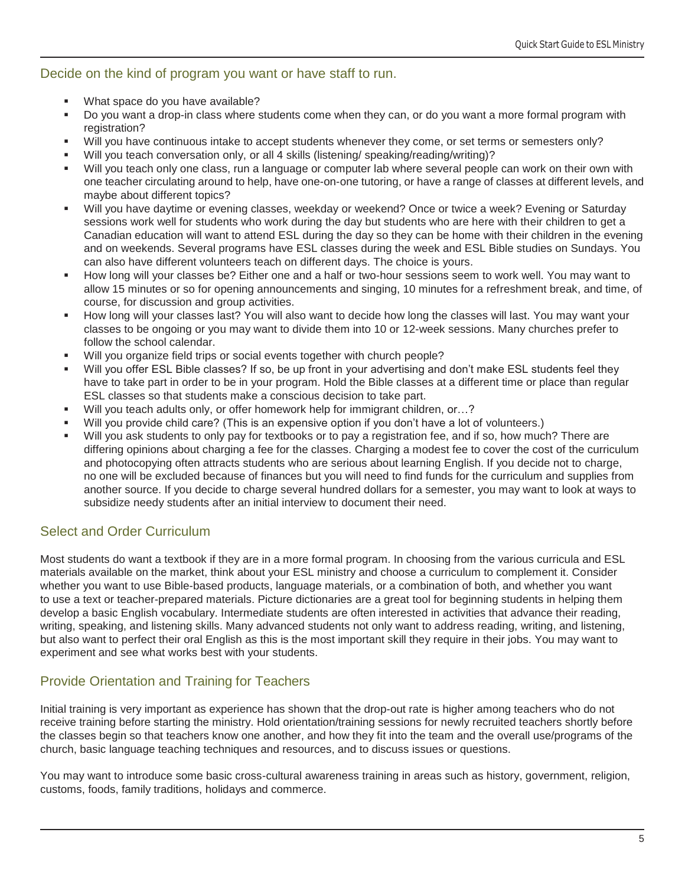## Decide on the kind of program you want or have staff to run.

- What space do you have available?
- Do you want a drop-in class where students come when they can, or do you want a more formal program with registration?
- Will you have continuous intake to accept students whenever they come, or set terms or semesters only?
- Will you teach conversation only, or all 4 skills (listening/ speaking/reading/writing)?
- Will you teach only one class, run a language or computer lab where several people can work on their own with one teacher circulating around to help, have one-on-one tutoring, or have a range of classes at different levels, and maybe about different topics?
- Will you have daytime or evening classes, weekday or weekend? Once or twice a week? Evening or Saturday sessions work well for students who work during the day but students who are here with their children to get a Canadian education will want to attend ESL during the day so they can be home with their children in the evening and on weekends. Several programs have ESL classes during the week and ESL Bible studies on Sundays. You can also have different volunteers teach on different days. The choice is yours.
- How long will your classes be? Either one and a half or two-hour sessions seem to work well. You may want to allow 15 minutes or so for opening announcements and singing, 10 minutes for a refreshment break, and time, of course, for discussion and group activities.
- How long will your classes last? You will also want to decide how long the classes will last. You may want your classes to be ongoing or you may want to divide them into 10 or 12-week sessions. Many churches prefer to follow the school calendar.
- Will you organize field trips or social events together with church people?
- Will you offer ESL Bible classes? If so, be up front in your advertising and don't make ESL students feel they have to take part in order to be in your program. Hold the Bible classes at a different time or place than regular ESL classes so that students make a conscious decision to take part.
- Will you teach adults only, or offer homework help for immigrant children, or…?
- Will you provide child care? (This is an expensive option if you don't have a lot of volunteers.)
- Will you ask students to only pay for textbooks or to pay a registration fee, and if so, how much? There are differing opinions about charging a fee for the classes. Charging a modest fee to cover the cost of the curriculum and photocopying often attracts students who are serious about learning English. If you decide not to charge, no one will be excluded because of finances but you will need to find funds for the curriculum and supplies from another source. If you decide to charge several hundred dollars for a semester, you may want to look at ways to subsidize needy students after an initial interview to document their need.

## Select and Order Curriculum

Most students do want a textbook if they are in a more formal program. In choosing from the various curricula and ESL materials available on the market, think about your ESL ministry and choose a curriculum to complement it. Consider whether you want to use Bible-based products, language materials, or a combination of both, and whether you want to use a text or teacher-prepared materials. Picture dictionaries are a great tool for beginning students in helping them develop a basic English vocabulary. Intermediate students are often interested in activities that advance their reading, writing, speaking, and listening skills. Many advanced students not only want to address reading, writing, and listening, but also want to perfect their oral English as this is the most important skill they require in their jobs. You may want to experiment and see what works best with your students.

## Provide Orientation and Training for Teachers

Initial training is very important as experience has shown that the drop-out rate is higher among teachers who do not receive training before starting the ministry. Hold orientation/training sessions for newly recruited teachers shortly before the classes begin so that teachers know one another, and how they fit into the team and the overall use/programs of the church, basic language teaching techniques and resources, and to discuss issues or questions.

You may want to introduce some basic cross-cultural awareness training in areas such as history, government, religion, customs, foods, family traditions, holidays and commerce.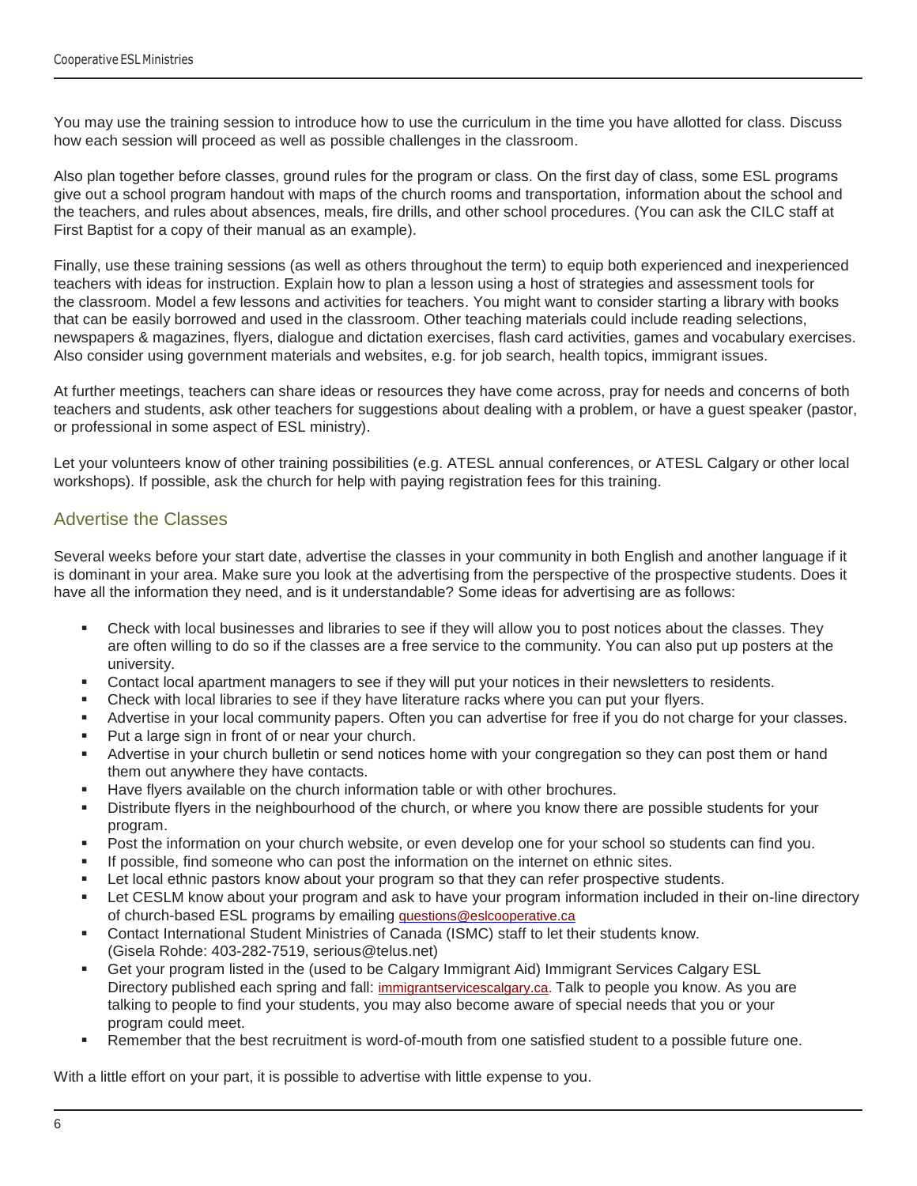You may use the training session to introduce how to use the curriculum in the time you have allotted for class. Discuss how each session will proceed as well as possible challenges in the classroom.

Also plan together before classes, ground rules for the program or class. On the first day of class, some ESL programs give out a school program handout with maps of the church rooms and transportation, information about the school and the teachers, and rules about absences, meals, fire drills, and other school procedures. (You can ask the CILC staff at First Baptist for a copy of their manual as an example).

Finally, use these training sessions (as well as others throughout the term) to equip both experienced and inexperienced teachers with ideas for instruction. Explain how to plan a lesson using a host of strategies and assessment tools for the classroom. Model a few lessons and activities for teachers. You might want to consider starting a library with books that can be easily borrowed and used in the classroom. Other teaching materials could include reading selections, newspapers & magazines, flyers, dialogue and dictation exercises, flash card activities, games and vocabulary exercises. Also consider using government materials and websites, e.g. for job search, health topics, immigrant issues.

At further meetings, teachers can share ideas or resources they have come across, pray for needs and concerns of both teachers and students, ask other teachers for suggestions about dealing with a problem, or have a guest speaker (pastor, or professional in some aspect of ESL ministry).

Let your volunteers know of other training possibilities (e.g. ATESL annual conferences, or ATESL Calgary or other local workshops). If possible, ask the church for help with paying registration fees for this training.

## Advertise the Classes

Several weeks before your start date, advertise the classes in your community in both English and another language if it is dominant in your area. Make sure you look at the advertising from the perspective of the prospective students. Does it have all the information they need, and is it understandable? Some ideas for advertising are as follows:

- Check with local businesses and libraries to see if they will allow you to post notices about the classes. They are often willing to do so if the classes are a free service to the community. You can also put up posters at the university.
- Contact local apartment managers to see if they will put your notices in their newsletters to residents.
- Check with local libraries to see if they have literature racks where you can put your flyers.
- Advertise in your local community papers. Often you can advertise for free if you do not charge for your classes.
- Put a large sign in front of or near your church.
- Advertise in your church bulletin or send notices home with your congregation so they can post them or hand them out anywhere they have contacts.
- Have flyers available on the church information table or with other brochures.
- Distribute flyers in the neighbourhood of the church, or where you know there are possible students for your program.
- Post the information on your church website, or even develop one for your school so students can find you.
- If possible, find someone who can post the information on the internet on ethnic sites.
- Let local ethnic pastors know about your program so that they can refer prospective students.
- Let CESLM know about your program and ask to have your program information included in their on-line directory of church-based ESL programs by emailing questions@eslcooperative.ca
- Contact International Student Ministries of Canada (ISMC) staff to let their students know. (Gisela Rohde: 403-282-7519, serious@telus.net)
- Get your program listed in the (used to be Calgary Immigrant Aid) Immigrant Services Calgary ESL Directory published each spring and fall: immigrantservicescalgary.ca. Talk to people you know. As you are talking to people to find your students, you may also become aware of special needs that you or your program could meet.
- Remember that the best recruitment is word-of-mouth from one satisfied student to a possible future one.

With a little effort on your part, it is possible to advertise with little expense to you.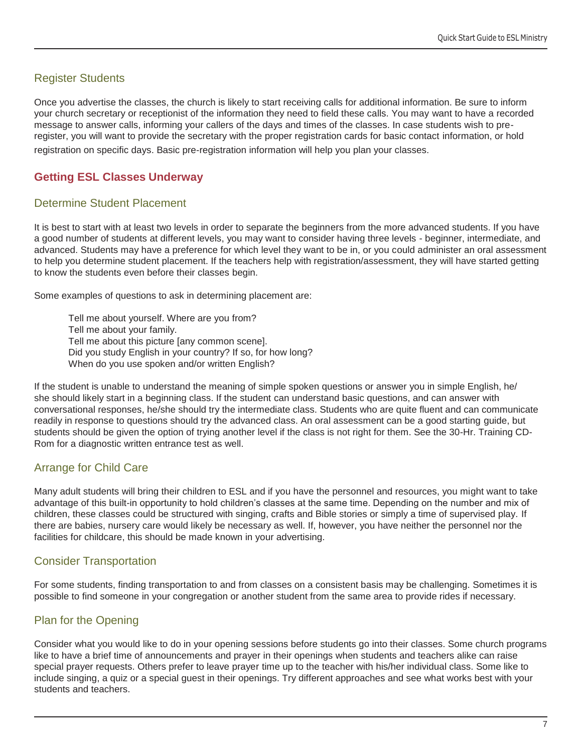### Register Students

Once you advertise the classes, the church is likely to start receiving calls for additional information. Be sure to inform your church secretary or receptionist of the information they need to field these calls. You may want to have a recorded message to answer calls, informing your callers of the days and times of the classes. In case students wish to pre-register, you will want to provide the secretary with the proper registration cards for basic contact information, or hold registration on specific days. Basic pre-registration information will help you plan your classes.

## Getting ESL Classes Underway

### Determine Student Placement

It is best to start with at least two levels in order to separate the beginners from the more advanced students. If you have a good number of students at different levels, you may want to consider having three levels - beginner, intermediate, and advanced. Students may have a preference for which level they want to be in, or you could administer an oral assessment to help you determine student placement. If the teachers help with registration/assessment, they will have started getting to know the students even before their classes begin.

Some examples of questions to ask in determining placement are:

> Tell me about yourself. Where are you from?
> Tell me about your family.
> Tell me about this picture [any common scene].
> Did you study English in your country? If so, for how long?
> When do you use spoken and/or written English?

If the student is unable to understand the meaning of simple spoken questions or answer you in simple English, he/she should likely start in a beginning class. If the student can understand basic questions, and can answer with conversational responses, he/she should try the intermediate class. Students who are quite fluent and can communicate readily in response to questions should try the advanced class. An oral assessment can be a good starting guide, but students should be given the option of trying another level if the class is not right for them. See the 30-Hr. Training CD-Rom for a diagnostic written entrance test as well.

### Arrange for Child Care

Many adult students will bring their children to ESL and if you have the personnel and resources, you might want to take advantage of this built-in opportunity to hold children's classes at the same time. Depending on the number and mix of children, these classes could be structured with singing, crafts and Bible stories or simply a time of supervised play. If there are babies, nursery care would likely be necessary as well. If, however, you have neither the personnel nor the facilities for childcare, this should be made known in your advertising.

### Consider Transportation

For some students, finding transportation to and from classes on a consistent basis may be challenging. Sometimes it is possible to find someone in your congregation or another student from the same area to provide rides if necessary.

### Plan for the Opening

Consider what you would like to do in your opening sessions before students go into their classes. Some church programs like to have a brief time of announcements and prayer in their openings when students and teachers alike can raise special prayer requests. Others prefer to leave prayer time up to the teacher with his/her individual class. Some like to include singing, a quiz or a special guest in their openings. Try different approaches and see what works best with your students and teachers.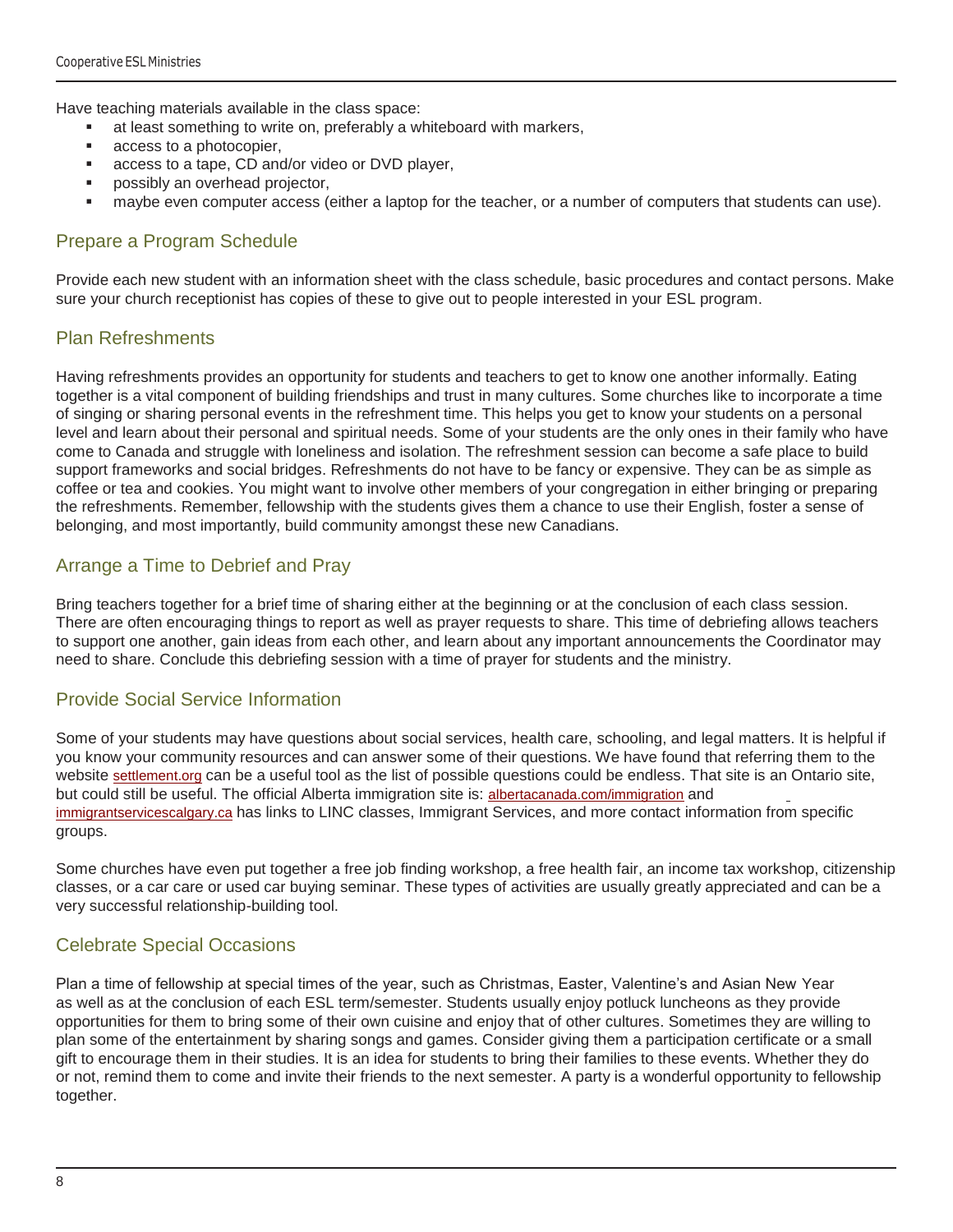Have teaching materials available in the class space:

- at least something to write on, preferably a whiteboard with markers,
- access to a photocopier,
- access to a tape, CD and/or video or DVD player,
- possibly an overhead projector,
- maybe even computer access (either a laptop for the teacher, or a number of computers that students can use).

## Prepare a Program Schedule

Provide each new student with an information sheet with the class schedule, basic procedures and contact persons. Make sure your church receptionist has copies of these to give out to people interested in your ESL program.

## Plan Refreshments

Having refreshments provides an opportunity for students and teachers to get to know one another informally. Eating together is a vital component of building friendships and trust in many cultures. Some churches like to incorporate a time of singing or sharing personal events in the refreshment time. This helps you get to know your students on a personal level and learn about their personal and spiritual needs. Some of your students are the only ones in their family who have come to Canada and struggle with loneliness and isolation. The refreshment session can become a safe place to build support frameworks and social bridges. Refreshments do not have to be fancy or expensive. They can be as simple as coffee or tea and cookies. You might want to involve other members of your congregation in either bringing or preparing the refreshments. Remember, fellowship with the students gives them a chance to use their English, foster a sense of belonging, and most importantly, build community amongst these new Canadians.

## Arrange a Time to Debrief and Pray

Bring teachers together for a brief time of sharing either at the beginning or at the conclusion of each class session. There are often encouraging things to report as well as prayer requests to share. This time of debriefing allows teachers to support one another, gain ideas from each other, and learn about any important announcements the Coordinator may need to share. Conclude this debriefing session with a time of prayer for students and the ministry.

## Provide Social Service Information

Some of your students may have questions about social services, health care, schooling, and legal matters. It is helpful if you know your community resources and can answer some of their questions. We have found that referring them to the website settlement.org can be a useful tool as the list of possible questions could be endless. That site is an Ontario site, but could still be useful. The official Alberta immigration site is: albertacanada.com/immigration and immigrantservicescalgary.ca has links to LINC classes, Immigrant Services, and more contact information from specific groups.

Some churches have even put together a free job finding workshop, a free health fair, an income tax workshop, citizenship classes, or a car care or used car buying seminar. These types of activities are usually greatly appreciated and can be a very successful relationship-building tool.

## Celebrate Special Occasions

Plan a time of fellowship at special times of the year, such as Christmas, Easter, Valentine's and Asian New Year as well as at the conclusion of each ESL term/semester. Students usually enjoy potluck luncheons as they provide opportunities for them to bring some of their own cuisine and enjoy that of other cultures. Sometimes they are willing to plan some of the entertainment by sharing songs and games. Consider giving them a participation certificate or a small gift to encourage them in their studies. It is an idea for students to bring their families to these events. Whether they do or not, remind them to come and invite their friends to the next semester. A party is a wonderful opportunity to fellowship together.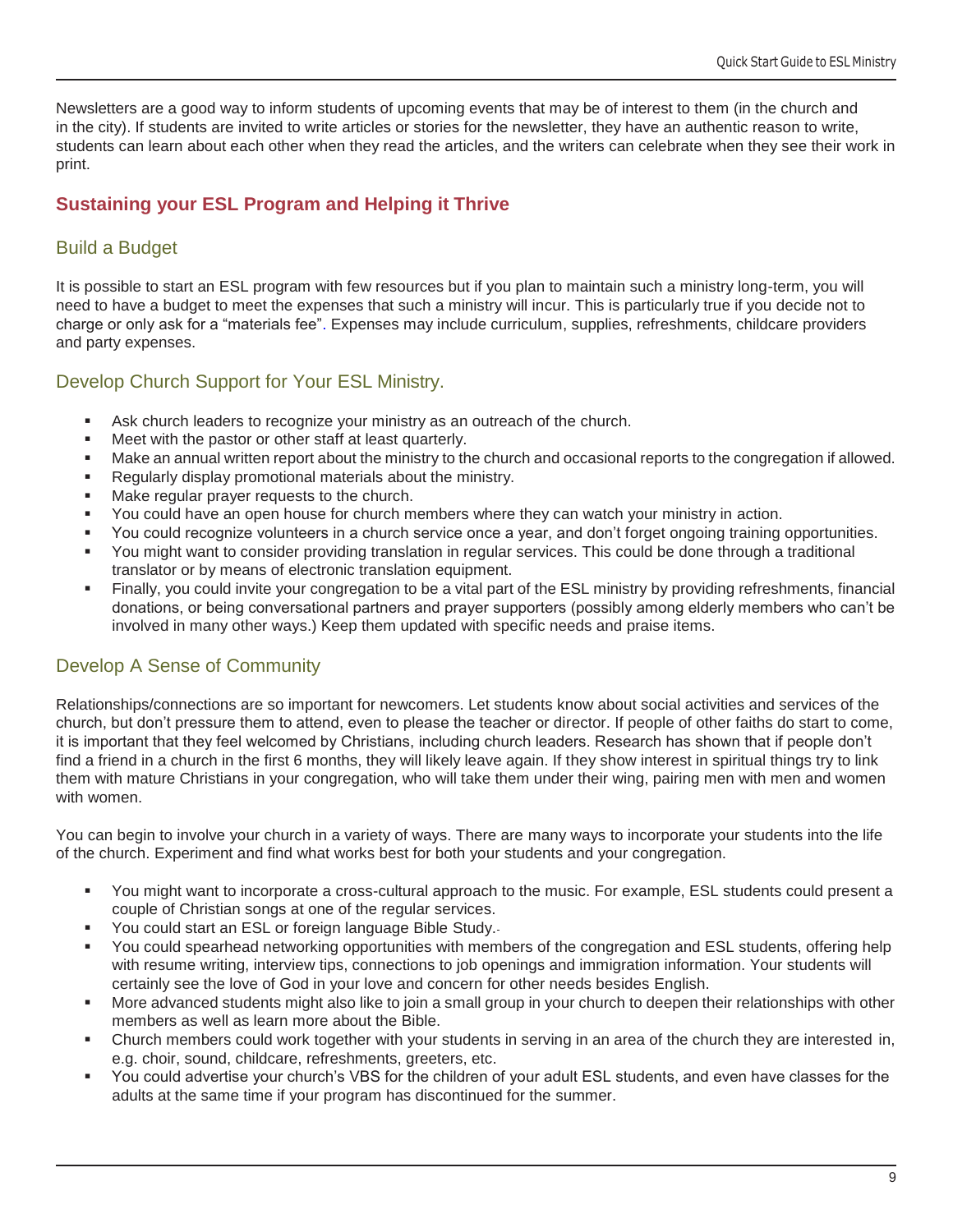Newsletters are a good way to inform students of upcoming events that may be of interest to them (in the church and in the city). If students are invited to write articles or stories for the newsletter, they have an authentic reason to write, students can learn about each other when they read the articles, and the writers can celebrate when they see their work in print.

## Sustaining your ESL Program and Helping it Thrive

### Build a Budget

It is possible to start an ESL program with few resources but if you plan to maintain such a ministry long-term, you will need to have a budget to meet the expenses that such a ministry will incur. This is particularly true if you decide not to charge or only ask for a "materials fee". Expenses may include curriculum, supplies, refreshments, childcare providers and party expenses.

### Develop Church Support for Your ESL Ministry.

- Ask church leaders to recognize your ministry as an outreach of the church.
- Meet with the pastor or other staff at least quarterly.
- Make an annual written report about the ministry to the church and occasional reports to the congregation if allowed.
- Regularly display promotional materials about the ministry.
- Make regular prayer requests to the church.
- You could have an open house for church members where they can watch your ministry in action.
- You could recognize volunteers in a church service once a year, and don't forget ongoing training opportunities.
- You might want to consider providing translation in regular services. This could be done through a traditional translator or by means of electronic translation equipment.
- Finally, you could invite your congregation to be a vital part of the ESL ministry by providing refreshments, financial donations, or being conversational partners and prayer supporters (possibly among elderly members who can't be involved in many other ways.) Keep them updated with specific needs and praise items.

### Develop A Sense of Community

Relationships/connections are so important for newcomers. Let students know about social activities and services of the church, but don't pressure them to attend, even to please the teacher or director. If people of other faiths do start to come, it is important that they feel welcomed by Christians, including church leaders. Research has shown that if people don't find a friend in a church in the first 6 months, they will likely leave again. If they show interest in spiritual things try to link them with mature Christians in your congregation, who will take them under their wing, pairing men with men and women with women.

You can begin to involve your church in a variety of ways. There are many ways to incorporate your students into the life of the church. Experiment and find what works best for both your students and your congregation.

- You might want to incorporate a cross-cultural approach to the music. For example, ESL students could present a couple of Christian songs at one of the regular services.
- You could start an ESL or foreign language Bible Study.
- You could spearhead networking opportunities with members of the congregation and ESL students, offering help with resume writing, interview tips, connections to job openings and immigration information. Your students will certainly see the love of God in your love and concern for other needs besides English.
- More advanced students might also like to join a small group in your church to deepen their relationships with other members as well as learn more about the Bible.
- Church members could work together with your students in serving in an area of the church they are interested in, e.g. choir, sound, childcare, refreshments, greeters, etc.
- You could advertise your church's VBS for the children of your adult ESL students, and even have classes for the adults at the same time if your program has discontinued for the summer.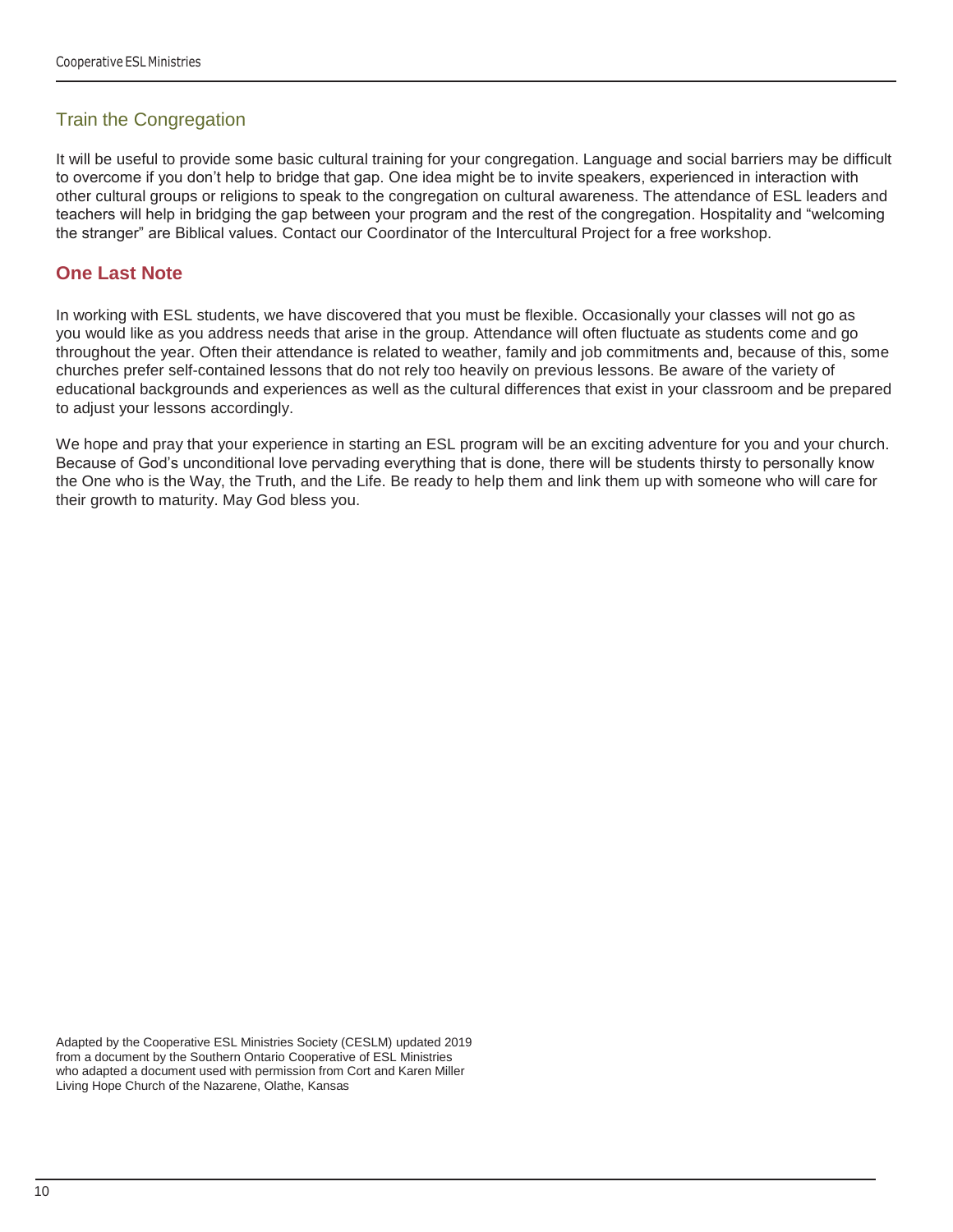## Train the Congregation

It will be useful to provide some basic cultural training for your congregation. Language and social barriers may be difficult to overcome if you don't help to bridge that gap. One idea might be to invite speakers, experienced in interaction with other cultural groups or religions to speak to the congregation on cultural awareness. The attendance of ESL leaders and teachers will help in bridging the gap between your program and the rest of the congregation. Hospitality and "welcoming the stranger" are Biblical values. Contact our Coordinator of the Intercultural Project for a free workshop.

## One Last Note

In working with ESL students, we have discovered that you must be flexible. Occasionally your classes will not go as you would like as you address needs that arise in the group. Attendance will often fluctuate as students come and go throughout the year. Often their attendance is related to weather, family and job commitments and, because of this, some churches prefer self-contained lessons that do not rely too heavily on previous lessons. Be aware of the variety of educational backgrounds and experiences as well as the cultural differences that exist in your classroom and be prepared to adjust your lessons accordingly.

We hope and pray that your experience in starting an ESL program will be an exciting adventure for you and your church. Because of God's unconditional love pervading everything that is done, there will be students thirsty to personally know the One who is the Way, the Truth, and the Life. Be ready to help them and link them up with someone who will care for their growth to maturity. May God bless you.

Adapted by the Cooperative ESL Ministries Society (CESLM) updated 2019
from a document by the Southern Ontario Cooperative of ESL Ministries
who adapted a document used with permission from Cort and Karen Miller
Living Hope Church of the Nazarene, Olathe, Kansas